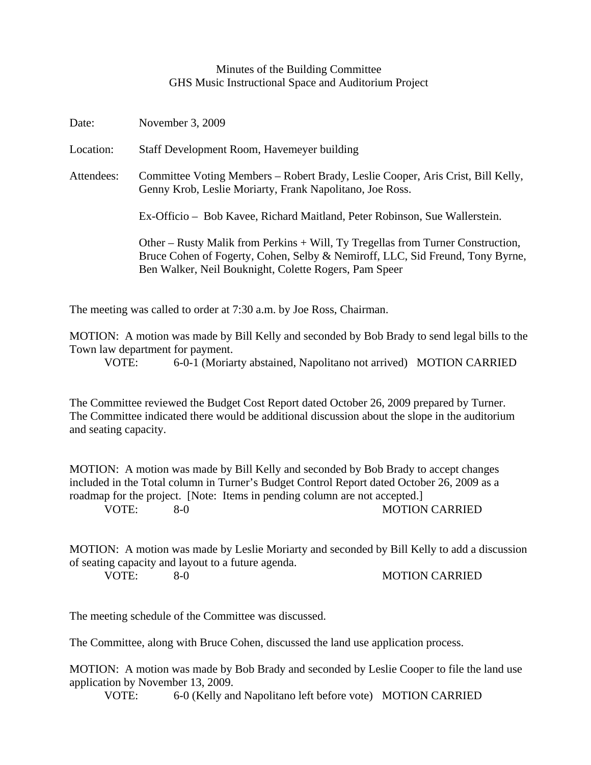# Minutes of the Building Committee
## GHS Music Instructional Space and Auditorium Project

Date: November 3, 2009

Location: Staff Development Room, Havemeyer building

Attendees: Committee Voting Members – Robert Brady, Leslie Cooper, Aris Crist, Bill Kelly, Genny Krob, Leslie Moriarty, Frank Napolitano, Joe Ross.

Ex-Officio – Bob Kavee, Richard Maitland, Peter Robinson, Sue Wallerstein.

Other – Rusty Malik from Perkins + Will, Ty Tregellas from Turner Construction, Bruce Cohen of Fogerty, Cohen, Selby & Nemiroff, LLC, Sid Freund, Tony Byrne, Ben Walker, Neil Bouknight, Colette Rogers, Pam Speer

The meeting was called to order at 7:30 a.m. by Joe Ross, Chairman.

MOTION: A motion was made by Bill Kelly and seconded by Bob Brady to send legal bills to the Town law department for payment.

VOTE: 6-0-1 (Moriarty abstained, Napolitano not arrived) MOTION CARRIED

The Committee reviewed the Budget Cost Report dated October 26, 2009 prepared by Turner. The Committee indicated there would be additional discussion about the slope in the auditorium and seating capacity.

MOTION: A motion was made by Bill Kelly and seconded by Bob Brady to accept changes included in the Total column in Turner's Budget Control Report dated October 26, 2009 as a roadmap for the project. [Note: Items in pending column are not accepted.]

VOTE: 8-0 MOTION CARRIED

MOTION: A motion was made by Leslie Moriarty and seconded by Bill Kelly to add a discussion of seating capacity and layout to a future agenda.

VOTE: 8-0 MOTION CARRIED

The meeting schedule of the Committee was discussed.

The Committee, along with Bruce Cohen, discussed the land use application process.

MOTION: A motion was made by Bob Brady and seconded by Leslie Cooper to file the land use application by November 13, 2009.

VOTE: 6-0 (Kelly and Napolitano left before vote) MOTION CARRIED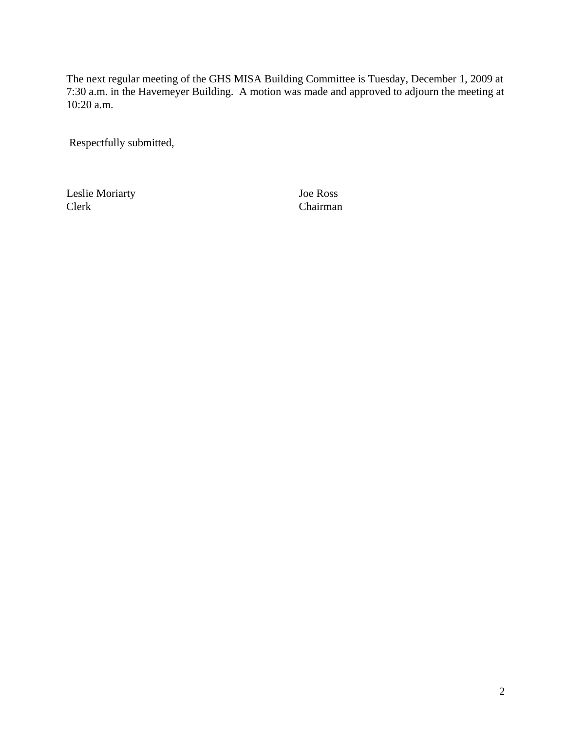The next regular meeting of the GHS MISA Building Committee is Tuesday, December 1, 2009 at 7:30 a.m. in the Havemeyer Building. A motion was made and approved to adjourn the meeting at 10:20 a.m.

Respectfully submitted,

| | |
|---|---|
| Leslie Moriarty | Joe Ross |
| Clerk | Chairman |